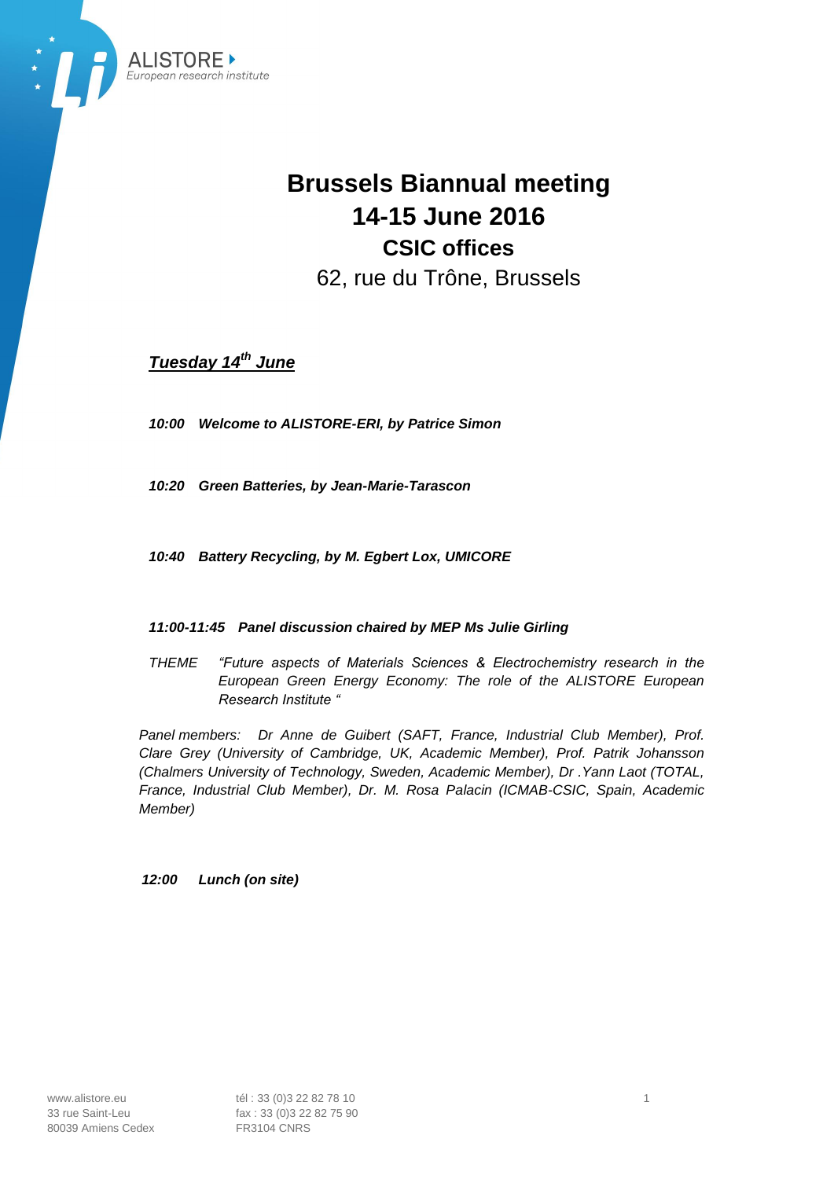ALISTORE
European research institute

# Brussels Biannual meeting
# 14-15 June 2016
## CSIC offices
62, rue du Trône, Brussels

***Tuesday 14th June***

***10:00 Welcome to ALISTORE-ERI, by Patrice Simon***

***10:20 Green Batteries, by Jean-Marie-Tarascon***

***10:40 Battery Recycling, by M. Egbert Lox, UMICORE***

***11:00-11:45 Panel discussion chaired by MEP Ms Julie Girling***

*THEME “Future aspects of Materials Sciences & Electrochemistry research in the European Green Energy Economy: The role of the ALISTORE European Research Institute “*

*Panel members: Dr Anne de Guibert (SAFT, France, Industrial Club Member), Prof. Clare Grey (University of Cambridge, UK, Academic Member), Prof. Patrik Johansson (Chalmers University of Technology, Sweden, Academic Member), Dr .Yann Laot (TOTAL, France, Industrial Club Member), Dr. M. Rosa Palacin (ICMAB-CSIC, Spain, Academic Member)*

***12:00 Lunch (on site)***

www.alistore.eu
33 rue Saint-Leu
80039 Amiens Cedex

tél : 33 (0)3 22 82 78 10
fax : 33 (0)3 22 82 75 90
FR3104 CNRS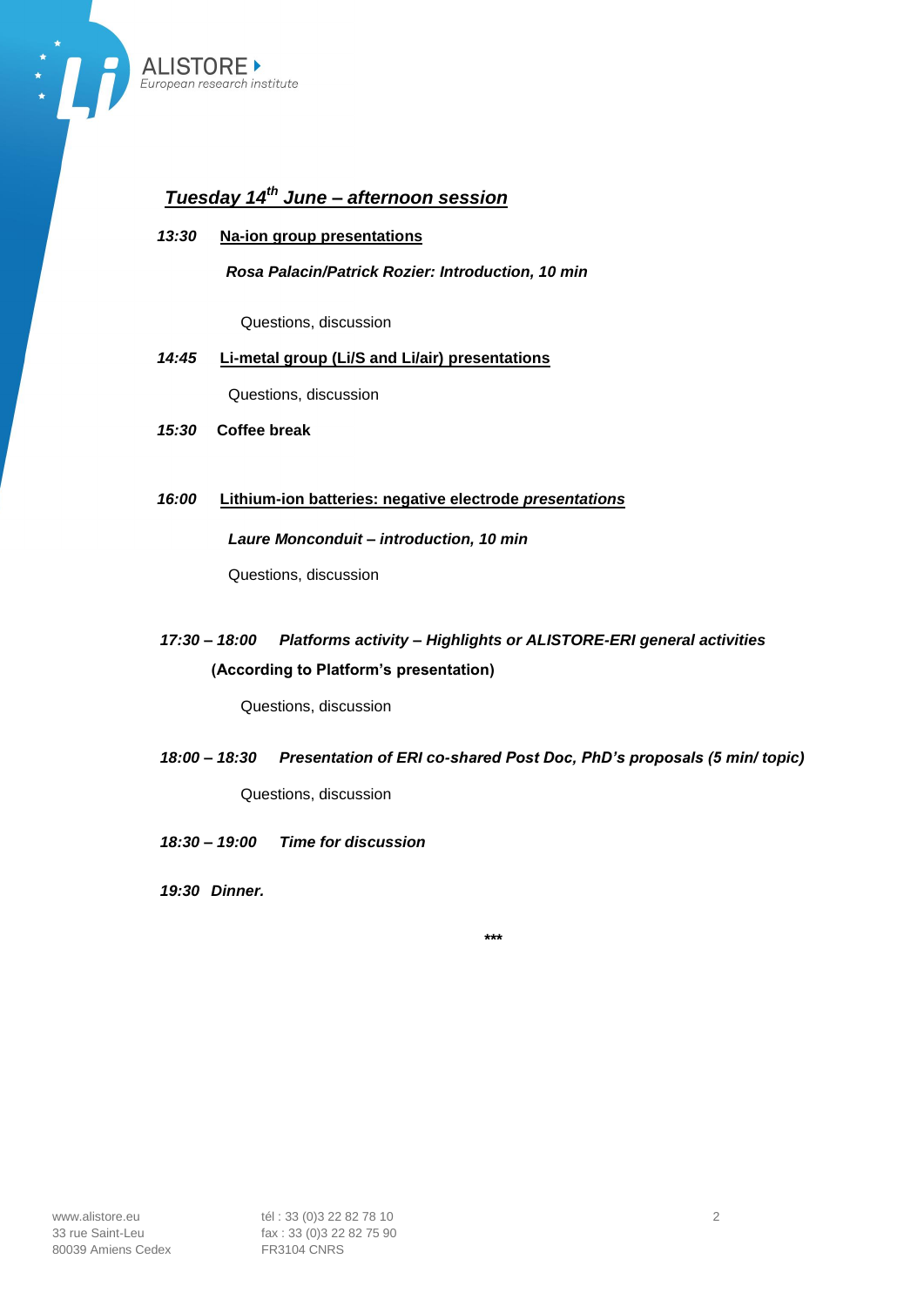## *Tuesday 14th June – afternoon session*

***13:30*** **Na-ion group presentations**

***Rosa Palacin/Patrick Rozier: Introduction, 10 min***

Questions, discussion

***14:45*** **Li-metal group (Li/S and Li/air) presentations**

Questions, discussion

***15:30*** **Coffee break**

***16:00*** **Lithium-ion batteries: negative electrode *presentations***

***Laure Monconduit – introduction, 10 min***

Questions, discussion

***17:30 – 18:00*** ***Platforms activity – Highlights or ALISTORE-ERI general activities***

**(According to Platform's presentation)**

Questions, discussion

***18:00 – 18:30*** ***Presentation of ERI co-shared Post Doc, PhD's proposals (5 min/ topic)***

Questions, discussion

***18:30 – 19:00*** ***Time for discussion***

***19:30*** ***Dinner.***

***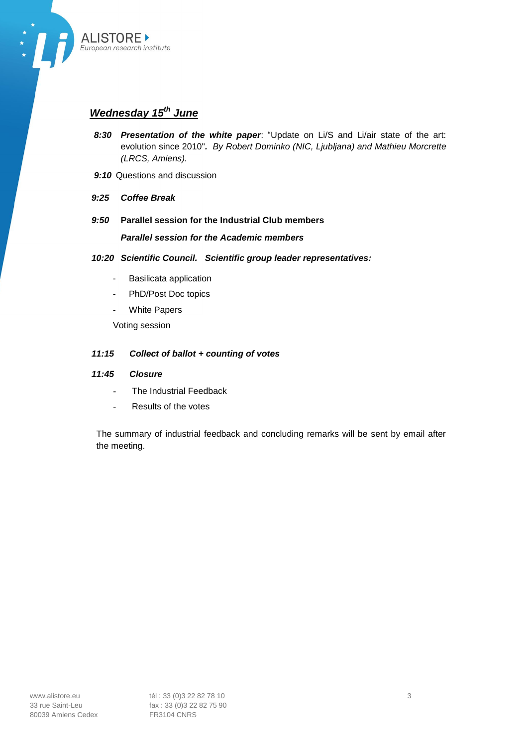## ***Wednesday 15th June***

***8:30*** ***Presentation of the white paper***: "Update on Li/S and Li/air state of the art: evolution since 2010"***.*** *By Robert Dominko (NIC, Ljubljana) and Mathieu Morcrette (LRCS, Amiens).*

***9:10*** Questions and discussion

***9:25*** ***Coffee Break***

***9:50*** **Parallel session for the Industrial Club members**

***Parallel session for the Academic members***

***10:20*** ***Scientific Council. Scientific group leader representatives:***

- Basilicata application
- PhD/Post Doc topics
- White Papers

Voting session

***11:15*** ***Collect of ballot + counting of votes***

***11:45*** ***Closure***

- The Industrial Feedback
- Results of the votes

The summary of industrial feedback and concluding remarks will be sent by email after the meeting.